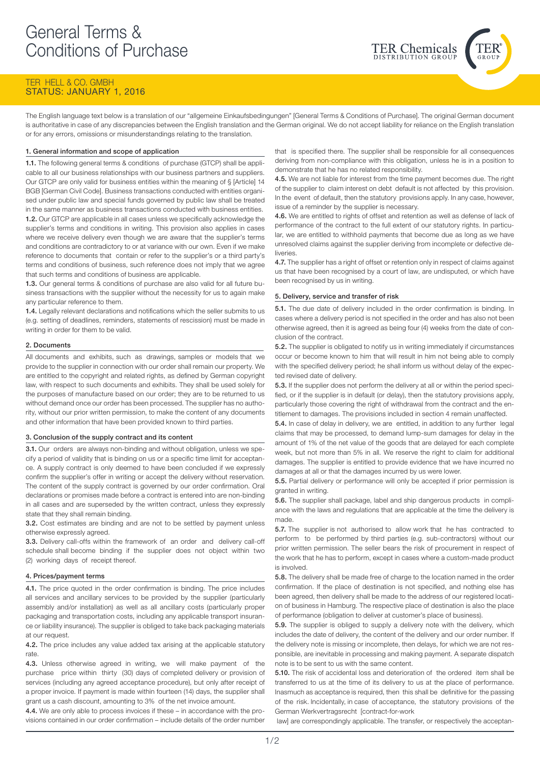# General Terms & Conditions of Purchase

TER HELL & CO. GMBH
STATUS: JANUARY 1, 2016

The English language text below is a translation of our "allgemeine Einkaufsbedingungen" [General Terms & Conditions of Purchase]. The original German document is authoritative in case of any discrepancies between the English translation and the German original. We do not accept liability for reliance on the English translation or for any errors, omissions or misunderstandings relating to the translation.

## 1. General information and scope of application

**1.1.** The following general terms & conditions of purchase (GTCP) shall be applicable to all our business relationships with our business partners and suppliers. Our GTCP are only valid for business entities within the meaning of § [Article] 14 BGB [German Civil Code]. Business transactions conducted with entities organised under public law and special funds governed by public law shall be treated in the same manner as business transactions conducted with business entities.

**1.2.** Our GTCP are applicable in all cases unless we specifically acknowledge the supplier's terms and conditions in writing. This provision also applies in cases where we receive delivery even though we are aware that the supplier's terms and conditions are contradictory to or at variance with our own. Even if we make reference to documents that contain or refer to the supplier's or a third party's terms and conditions of business, such reference does not imply that we agree that such terms and conditions of business are applicable.

**1.3.** Our general terms & conditions of purchase are also valid for all future business transactions with the supplier without the necessity for us to again make any particular reference to them.

**1.4.** Legally relevant declarations and notifications which the seller submits to us (e.g. setting of deadlines, reminders, statements of rescission) must be made in writing in order for them to be valid.

## 2. Documents

All documents and exhibits, such as drawings, samples or models that we provide to the supplier in connection with our order shall remain our property. We are entitled to the copyright and related rights, as defined by German copyright law, with respect to such documents and exhibits. They shall be used solely for the purposes of manufacture based on our order; they are to be returned to us without demand once our order has been processed. The supplier has no authority, without our prior written permission, to make the content of any documents and other information that have been provided known to third parties.

## 3. Conclusion of the supply contract and its content

**3.1.** Our orders are always non-binding and without obligation, unless we specify a period of validity that is binding on us or a specific time limit for acceptance. A supply contract is only deemed to have been concluded if we expressly confirm the supplier's offer in writing or accept the delivery without reservation. The content of the supply contract is governed by our order confirmation. Oral declarations or promises made before a contract is entered into are non-binding in all cases and are superseded by the written contract, unless they expressly state that they shall remain binding.

**3.2.** Cost estimates are binding and are not to be settled by payment unless otherwise expressly agreed.

**3.3.** Delivery call-offs within the framework of an order and delivery call-off schedule shall become binding if the supplier does not object within two (2) working days of receipt thereof.

## 4. Prices/payment terms

**4.1.** The price quoted in the order confirmation is binding. The price includes all services and ancillary services to be provided by the supplier (particularly assembly and/or installation) as well as all ancillary costs (particularly proper packaging and transportation costs, including any applicable transport insurance or liability insurance). The supplier is obliged to take back packaging materials at our request.

**4.2.** The price includes any value added tax arising at the applicable statutory rate.

**4.3.** Unless otherwise agreed in writing, we will make payment of the purchase price within thirty (30) days of completed delivery or provision of services (including any agreed acceptance procedure), but only after receipt of a proper invoice. If payment is made within fourteen (14) days, the supplier shall grant us a cash discount, amounting to 3% of the net invoice amount.

**4.4.** We are only able to process invoices if these – in accordance with the provisions contained in our order confirmation – include details of the order number that is specified there. The supplier shall be responsible for all consequences deriving from non-compliance with this obligation, unless he is in a position to demonstrate that he has no related responsibility.

**4.5.** We are not liable for interest from the time payment becomes due. The right of the supplier to claim interest on debt default is not affected by this provision. In the event of default, then the statutory provisions apply. In any case, however, issue of a reminder by the supplier is necessary.

**4.6.** We are entitled to rights of offset and retention as well as defense of lack of performance of the contract to the full extent of our statutory rights. In particular, we are entitled to withhold payments that become due as long as we have unresolved claims against the supplier deriving from incomplete or defective deliveries.

**4.7.** The supplier has a right of offset or retention only in respect of claims against us that have been recognised by a court of law, are undisputed, or which have been recognised by us in writing.

## 5. Delivery, service and transfer of risk

**5.1.** The due date of delivery included in the order confirmation is binding. In cases where a delivery period is not specified in the order and has also not been otherwise agreed, then it is agreed as being four (4) weeks from the date of conclusion of the contract.

**5.2.** The supplier is obligated to notify us in writing immediately if circumstances occur or become known to him that will result in him not being able to comply with the specified delivery period; he shall inform us without delay of the expected revised date of delivery.

**5.3.** If the supplier does not perform the delivery at all or within the period specified, or if the supplier is in default (or delay), then the statutory provisions apply, particularly those covering the right of withdrawal from the contract and the entitlement to damages. The provisions included in section 4 remain unaffected.

**5.4.** In case of delay in delivery, we are entitled, in addition to any further legal claims that may be processed, to demand lump-sum damages for delay in the amount of 1% of the net value of the goods that are delayed for each complete week, but not more than 5% in all. We reserve the right to claim for additional damages. The supplier is entitled to provide evidence that we have incurred no damages at all or that the damages incurred by us were lower.

**5.5.** Partial delivery or performance will only be accepted if prior permission is granted in writing.

**5.6.** The supplier shall package, label and ship dangerous products in compliance with the laws and regulations that are applicable at the time the delivery is made.

**5.7.** The supplier is not authorised to allow work that he has contracted to perform to be performed by third parties (e.g. sub-contractors) without our prior written permission. The seller bears the risk of procurement in respect of the work that he has to perform, except in cases where a custom-made product is involved.

**5.8.** The delivery shall be made free of charge to the location named in the order confirmation. If the place of destination is not specified, and nothing else has been agreed, then delivery shall be made to the address of our registered location of business in Hamburg. The respective place of destination is also the place of performance (obligation to deliver at customer's place of business).

**5.9.** The supplier is obliged to supply a delivery note with the delivery, which includes the date of delivery, the content of the delivery and our order number. If the delivery note is missing or incomplete, then delays, for which we are not responsible, are inevitable in processing and making payment. A separate dispatch note is to be sent to us with the same content.

**5.10.** The risk of accidental loss and deterioration of the ordered item shall be transferred to us at the time of its delivery to us at the place of performance. Inasmuch as acceptance is required, then this shall be definitive for the passing of the risk. Incidentally, in case of acceptance, the statutory provisions of the German Werkvertragsrecht [contract-for-work law] are correspondingly applicable. The transfer, or respectively the acceptan-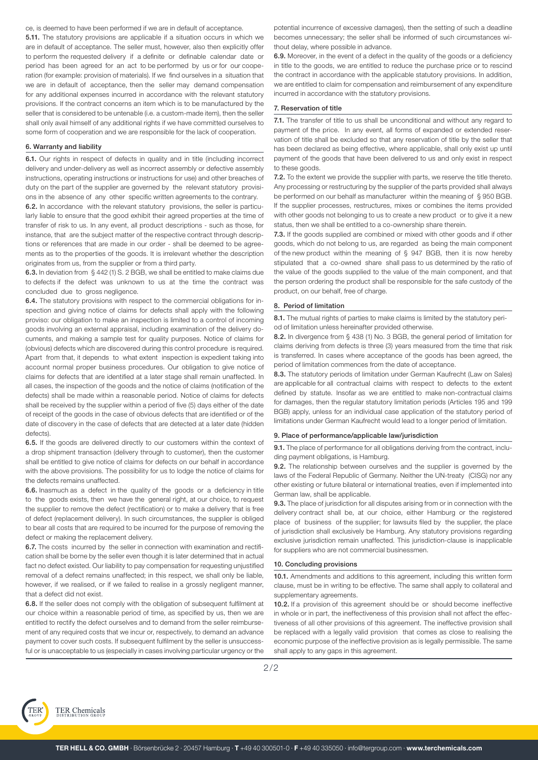ce, is deemed to have been performed if we are in default of acceptance.

**5.11.** The statutory provisions are applicable if a situation occurs in which we are in default of acceptance. The seller must, however, also then explicitly offer to perform the requested delivery if a definite or definable calendar date or period has been agreed for an act to be performed by us or for our cooperation (for example: provision of materials). If we find ourselves in a situation that we are in default of acceptance, then the seller may demand compensation for any additional expenses incurred in accordance with the relevant statutory provisions. If the contract concerns an item which is to be manufactured by the seller that is considered to be untenable (i.e. a custom-made item), then the seller shall only avail himself of any additional rights if we have committed ourselves to some form of cooperation and we are responsible for the lack of cooperation.

### 6. Warranty and liability

**6.1.** Our rights in respect of defects in quality and in title (including incorrect delivery and under-delivery as well as incorrect assembly or defective assembly instructions, operating instructions or instructions for use) and other breaches of duty on the part of the supplier are governed by the relevant statutory provisions in the absence of any other specific written agreements to the contrary.

**6.2.** In accordance with the relevant statutory provisions, the seller is particularly liable to ensure that the good exhibit their agreed properties at the time of transfer of risk to us. In any event, all product descriptions - such as those, for instance, that are the subject matter of the respective contract through descriptions or references that are made in our order - shall be deemed to be agreements as to the properties of the goods. It is irrelevant whether the description originates from us, from the supplier or from a third party.

**6.3.** In deviation from § 442 (1) S. 2 BGB, we shall be entitled to make claims due to defects if the defect was unknown to us at the time the contract was concluded due to gross negligence.

**6.4.** The statutory provisions with respect to the commercial obligations for inspection and giving notice of claims for defects shall apply with the following proviso: our obligation to make an inspection is limited to a control of incoming goods involving an external appraisal, including examination of the delivery documents, and making a sample test for quality purposes. Notice of claims for (obvious) defects which are discovered during this control procedure is required. Apart from that, it depends to what extent inspection is expedient taking into account normal proper business procedures. Our obligation to give notice of claims for defects that are identified at a later stage shall remain unaffected. In all cases, the inspection of the goods and the notice of claims (notification of the defects) shall be made within a reasonable period. Notice of claims for defects shall be received by the supplier within a period of five (5) days either of the date of receipt of the goods in the case of obvious defects that are identified or of the date of discovery in the case of defects that are detected at a later date (hidden defects).

**6.5.** If the goods are delivered directly to our customers within the context of a drop shipment transaction (delivery through to customer), then the customer shall be entitled to give notice of claims for defects on our behalf in accordance with the above provisions. The possibility for us to lodge the notice of claims for the defects remains unaffected.

**6.6.** Inasmuch as a defect in the quality of the goods or a deficiency in title to the goods exists, then we have the general right, at our choice, to request the supplier to remove the defect (rectification) or to make a delivery that is free of defect (replacement delivery). In such circumstances, the supplier is obliged to bear all costs that are required to be incurred for the purpose of removing the defect or making the replacement delivery.

**6.7.** The costs incurred by the seller in connection with examination and rectification shall be borne by the seller even though it is later determined that in actual fact no defect existed. Our liability to pay compensation for requesting unjustified removal of a defect remains unaffected; in this respect, we shall only be liable, however, if we realised, or if we failed to realise in a grossly negligent manner, that a defect did not exist.

**6.8.** If the seller does not comply with the obligation of subsequent fulfilment at our choice within a reasonable period of time, as specified by us, then we are entitled to rectify the defect ourselves and to demand from the seller reimbursement of any required costs that we incur or, respectively, to demand an advance payment to cover such costs. If subsequent fulfilment by the seller is unsuccessful or is unacceptable to us (especially in cases involving particular urgency or the potential incurrence of excessive damages), then the setting of such a deadline becomes unnecessary; the seller shall be informed of such circumstances without delay, where possible in advance.

**6.9.** Moreover, in the event of a defect in the quality of the goods or a deficiency in title to the goods, we are entitled to reduce the purchase price or to rescind the contract in accordance with the applicable statutory provisions. In addition, we are entitled to claim for compensation and reimbursement of any expenditure incurred in accordance with the statutory provisions.

### 7. Reservation of title

**7.1.** The transfer of title to us shall be unconditional and without any regard to payment of the price. In any event, all forms of expanded or extended reservation of title shall be excluded so that any reservation of title by the seller that has been declared as being effective, where applicable, shall only exist up until payment of the goods that have been delivered to us and only exist in respect to these goods.

**7.2.** To the extent we provide the supplier with parts, we reserve the title thereto. Any processing or restructuring by the supplier of the parts provided shall always be performed on our behalf as manufacturer within the meaning of § 950 BGB. If the supplier processes, restructures, mixes or combines the items provided with other goods not belonging to us to create a new product or to give it a new status, then we shall be entitled to a co-ownership share therein.

**7.3.** If the goods supplied are combined or mixed with other goods and if other goods, which do not belong to us, are regarded as being the main component of the new product within the meaning of § 947 BGB, then it is now hereby stipulated that a co-owned share shall pass to us determined by the ratio of the value of the goods supplied to the value of the main component, and that the person ordering the product shall be responsible for the safe custody of the product, on our behalf, free of charge.

### 8. Period of limitation

**8.1.** The mutual rights of parties to make claims is limited by the statutory period of limitation unless hereinafter provided otherwise.

**8.2.** In divergence from § 438 (1) No. 3 BGB, the general period of limitation for claims deriving from defects is three (3) years measured from the time that risk is transferred. In cases where acceptance of the goods has been agreed, the period of limitation commences from the date of acceptance.

**8.3.** The statutory periods of limitation under German Kaufrecht (Law on Sales) are applicable for all contractual claims with respect to defects to the extent defined by statute. Insofar as we are entitled to make non-contractual claims for damages, then the regular statutory limitation periods (Articles 195 and 199 BGB) apply, unless for an individual case application of the statutory period of limitations under German Kaufrecht would lead to a longer period of limitation.

### 9. Place of performance/applicable law/jurisdiction

**9.1.** The place of performance for all obligations deriving from the contract, including payment obligations, is Hamburg.

**9.2.** The relationship between ourselves and the supplier is governed by the laws of the Federal Republic of Germany. Neither the UN-treaty (CISG) nor any other existing or future bilateral or international treaties, even if implemented into German law, shall be applicable.

**9.3.** The place of jurisdiction for all disputes arising from or in connection with the delivery contract shall be, at our choice, either Hamburg or the registered place of business of the supplier; for lawsuits filed by the supplier, the place of jurisdiction shall exclusively be Hamburg. Any statutory provisions regarding exclusive jurisdiction remain unaffected. This jurisdiction-clause is inapplicable for suppliers who are not commercial businessmen.

### 10. Concluding provisions

**10.1.** Amendments and additions to this agreement, including this written form clause, must be in writing to be effective. The same shall apply to collateral and supplementary agreements.

**10.2.** If a provision of this agreement should be or should become ineffective in whole or in part, the ineffectiveness of this provision shall not affect the effectiveness of all other provisions of this agreement. The ineffective provision shall be replaced with a legally valid provision that comes as close to realising the economic purpose of the ineffective provision as is legally permissible. The same shall apply to any gaps in this agreement.

TER Chemicals DISTRIBUTION GROUP

**TER HELL & CO. GMBH** · Börsenbrücke 2 · 20457 Hamburg · **T** +49 40 300501-0 · **F** +49 40 335050 · info@tergroup.com · **www.terchemicals.com**